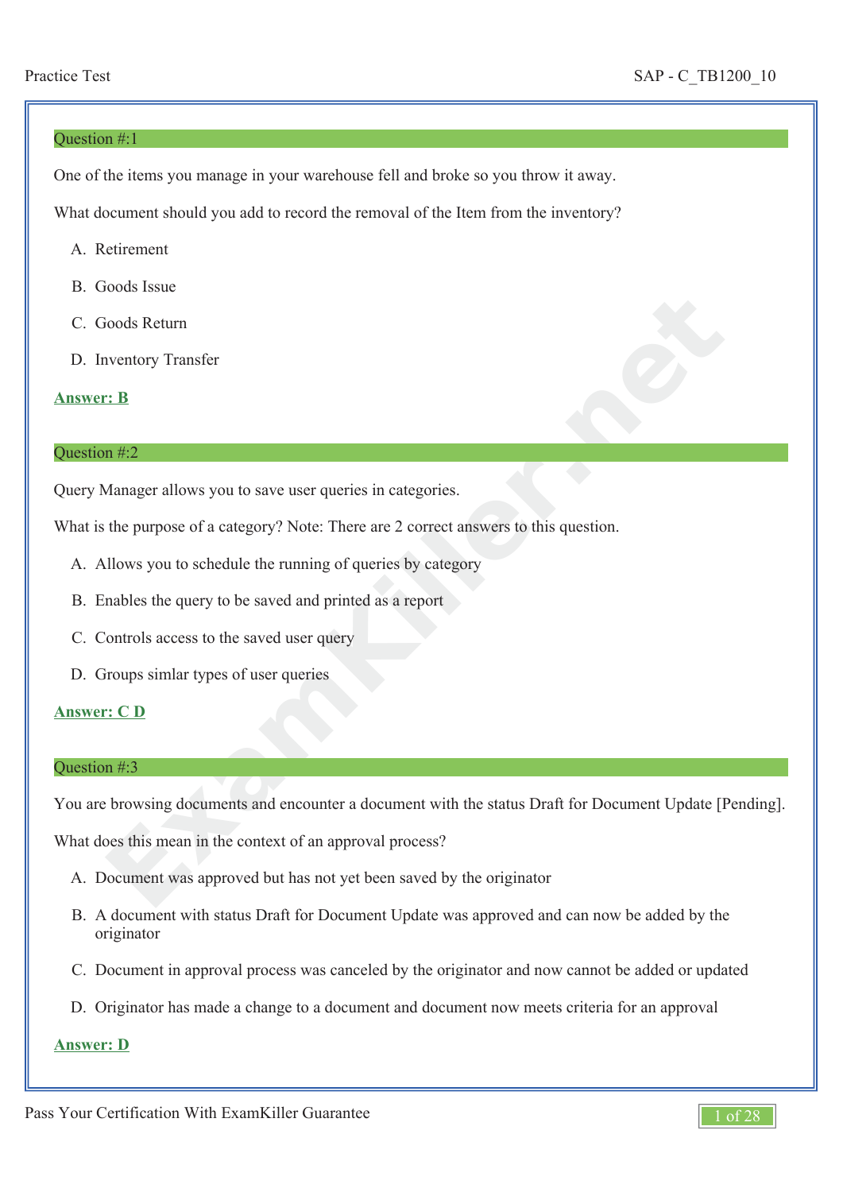## Question #:1

One of the items you manage in your warehouse fell and broke so you throw it away.

What document should you add to record the removal of the Item from the inventory?

A. Retirement

B. Goods Issue

C. Goods Return

D. Inventory Transfer

**Answer: B**

## Question #:2

Query Manager allows you to save user queries in categories.

What is the purpose of a category? Note: There are 2 correct answers to this question.

A. Allows you to schedule the running of queries by category

B. Enables the query to be saved and printed as a report

C. Controls access to the saved user query

D. Groups simlar types of user queries

**Answer: C D**

## Question #:3

You are browsing documents and encounter a document with the status Draft for Document Update [Pending].

What does this mean in the context of an approval process?

A. Document was approved but has not yet been saved by the originator

B. A document with status Draft for Document Update was approved and can now be added by the originator

C. Document in approval process was canceled by the originator and now cannot be added or updated

D. Originator has made a change to a document and document now meets criteria for an approval

**Answer: D**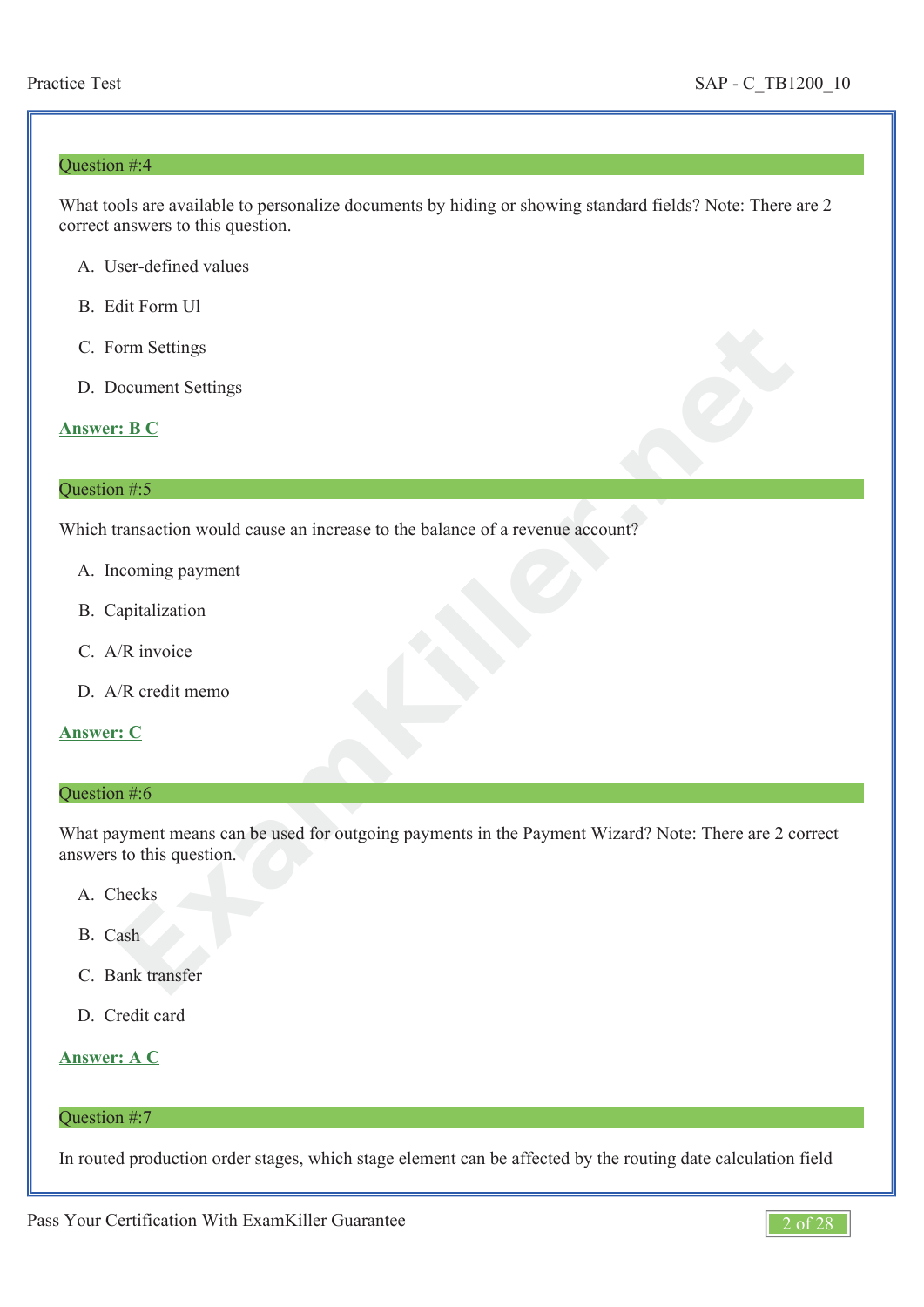## Question #:4

What tools are available to personalize documents by hiding or showing standard fields? Note: There are 2 correct answers to this question.

A. User-defined values

B. Edit Form Ul

C. Form Settings

D. Document Settings

**Answer: B C**

## Question #:5

Which transaction would cause an increase to the balance of a revenue account?

A. Incoming payment

B. Capitalization

C. A/R invoice

D. A/R credit memo

**Answer: C**

## Question #:6

What payment means can be used for outgoing payments in the Payment Wizard? Note: There are 2 correct answers to this question.

A. Checks

B. Cash

C. Bank transfer

D. Credit card

**Answer: A C**

## Question #:7

In routed production order stages, which stage element can be affected by the routing date calculation field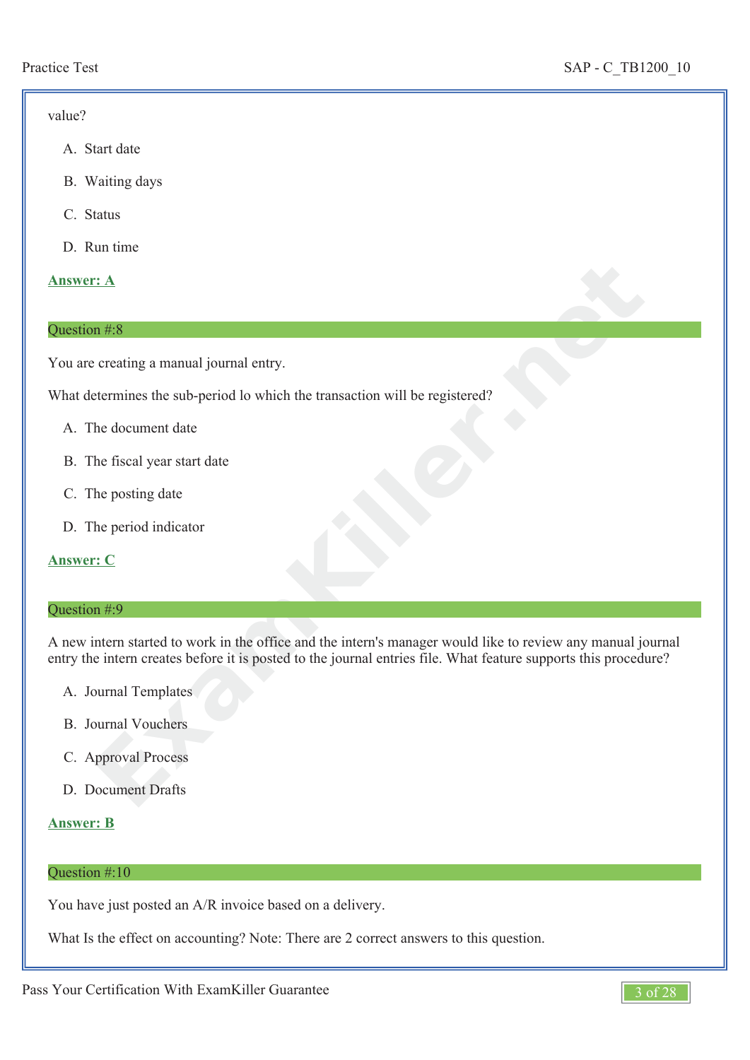value?

A. Start date

B. Waiting days

C. Status

D. Run time

**Answer: A**

## Question #:8

You are creating a manual journal entry.

What determines the sub-period lo which the transaction will be registered?

A. The document date

B. The fiscal year start date

C. The posting date

D. The period indicator

**Answer: C**

## Question #:9

A new intern started to work in the office and the intern's manager would like to review any manual journal entry the intern creates before it is posted to the journal entries file. What feature supports this procedure?

A. Journal Templates

B. Journal Vouchers

C. Approval Process

D. Document Drafts

**Answer: B**

## Question #:10

You have just posted an A/R invoice based on a delivery.

What Is the effect on accounting? Note: There are 2 correct answers to this question.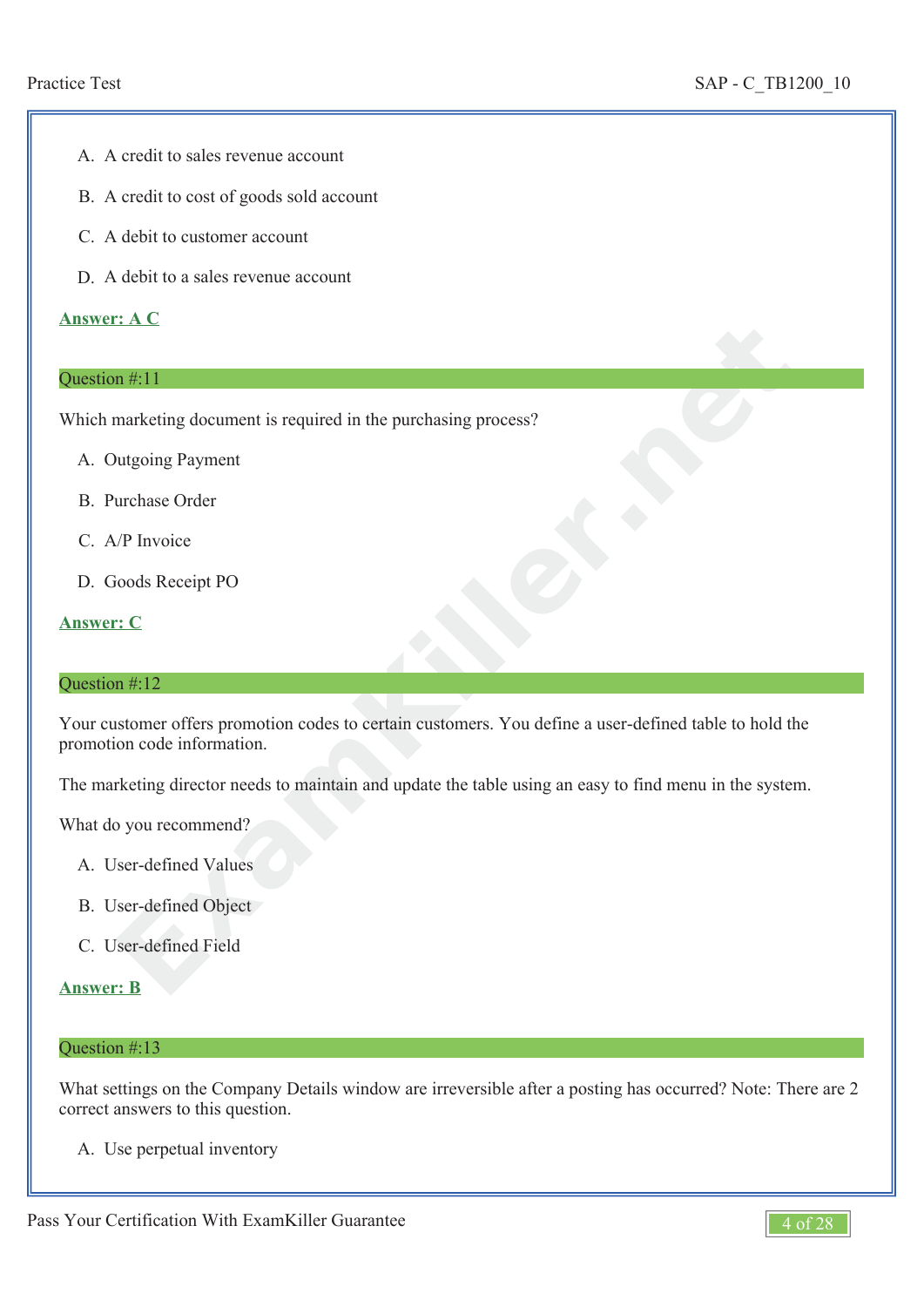A. A credit to sales revenue account

B. A credit to cost of goods sold account

C. A debit to customer account

D. A debit to a sales revenue account

**Answer: A C**

Question #:11

Which marketing document is required in the purchasing process?

A. Outgoing Payment

B. Purchase Order

C. A/P Invoice

D. Goods Receipt PO

**Answer: C**

Question #:12

Your customer offers promotion codes to certain customers. You define a user-defined table to hold the promotion code information.

The marketing director needs to maintain and update the table using an easy to find menu in the system.

What do you recommend?

A. User-defined Values

B. User-defined Object

C. User-defined Field

**Answer: B**

Question #:13

What settings on the Company Details window are irreversible after a posting has occurred? Note: There are 2 correct answers to this question.

A. Use perpetual inventory